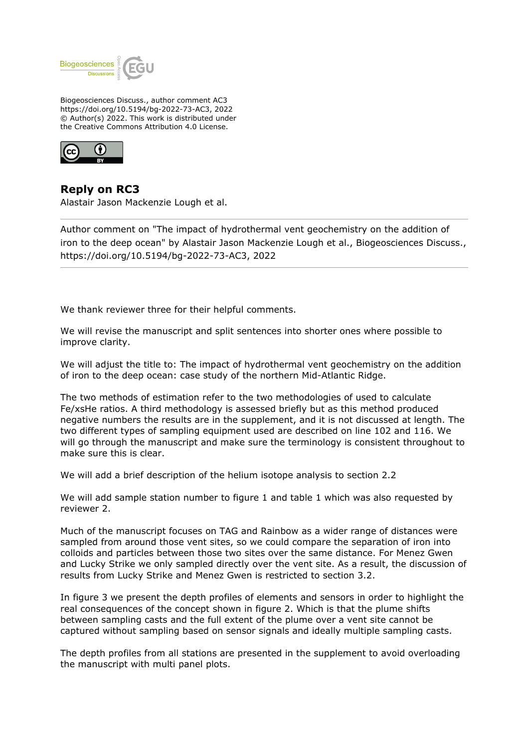Biogeosciences Discuss., author comment AC3
https://doi.org/10.5194/bg-2022-73-AC3, 2022
© Author(s) 2022. This work is distributed under
the Creative Commons Attribution 4.0 License.

## Reply on RC3

Alastair Jason Mackenzie Lough et al.

---

Author comment on "The impact of hydrothermal vent geochemistry on the addition of iron to the deep ocean" by Alastair Jason Mackenzie Lough et al., Biogeosciences Discuss., https://doi.org/10.5194/bg-2022-73-AC3, 2022

---

We thank reviewer three for their helpful comments.

We will revise the manuscript and split sentences into shorter ones where possible to improve clarity.

We will adjust the title to: The impact of hydrothermal vent geochemistry on the addition of iron to the deep ocean: case study of the northern Mid-Atlantic Ridge.

The two methods of estimation refer to the two methodologies of used to calculate Fe/xsHe ratios. A third methodology is assessed briefly but as this method produced negative numbers the results are in the supplement, and it is not discussed at length. The two different types of sampling equipment used are described on line 102 and 116. We will go through the manuscript and make sure the terminology is consistent throughout to make sure this is clear.

We will add a brief description of the helium isotope analysis to section 2.2

We will add sample station number to figure 1 and table 1 which was also requested by reviewer 2.

Much of the manuscript focuses on TAG and Rainbow as a wider range of distances were sampled from around those vent sites, so we could compare the separation of iron into colloids and particles between those two sites over the same distance. For Menez Gwen and Lucky Strike we only sampled directly over the vent site. As a result, the discussion of results from Lucky Strike and Menez Gwen is restricted to section 3.2.

In figure 3 we present the depth profiles of elements and sensors in order to highlight the real consequences of the concept shown in figure 2. Which is that the plume shifts between sampling casts and the full extent of the plume over a vent site cannot be captured without sampling based on sensor signals and ideally multiple sampling casts.

The depth profiles from all stations are presented in the supplement to avoid overloading the manuscript with multi panel plots.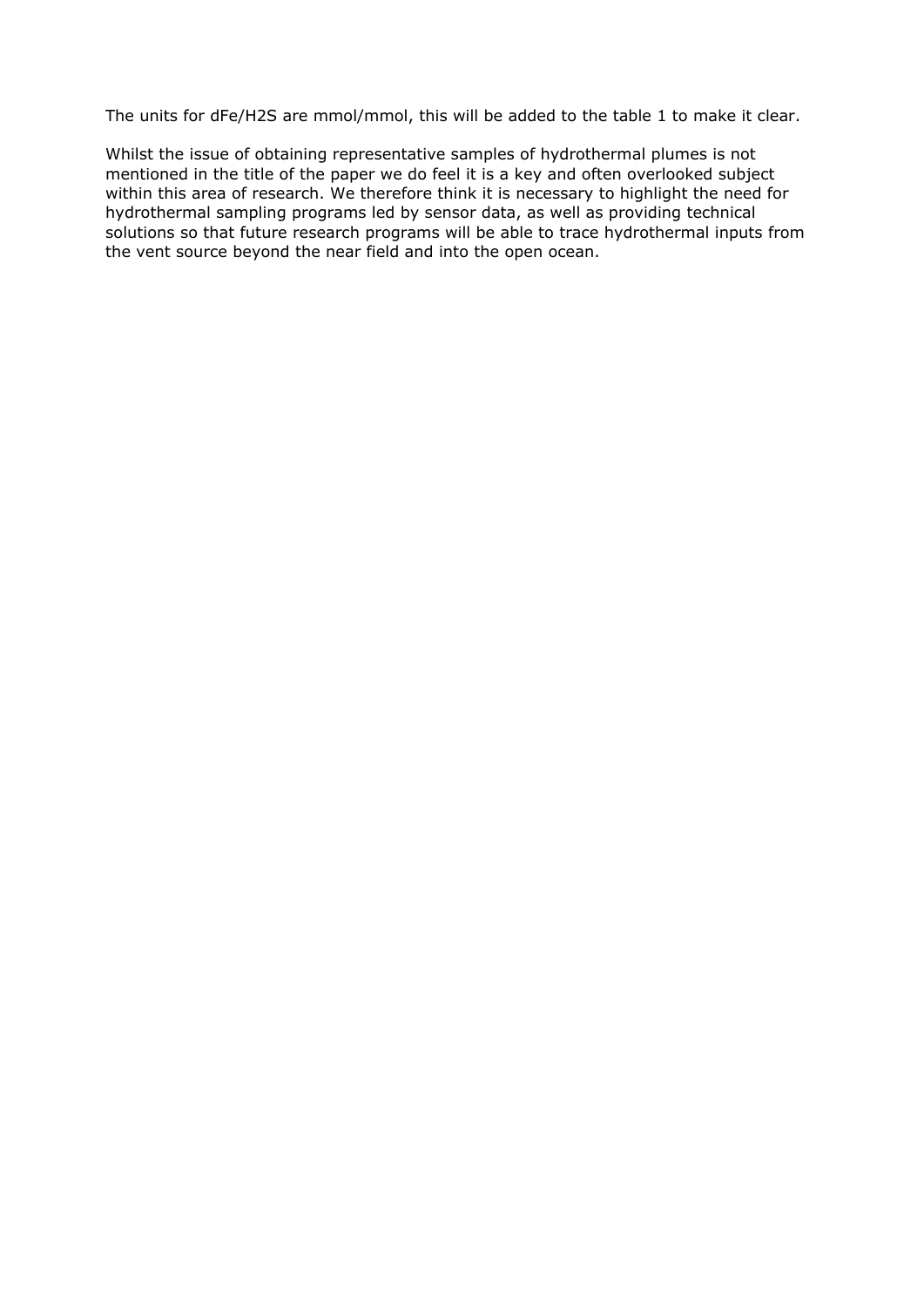The units for dFe/$H_2S$ are mmol/mmol, this will be added to the table 1 to make it clear.

Whilst the issue of obtaining representative samples of hydrothermal plumes is not mentioned in the title of the paper we do feel it is a key and often overlooked subject within this area of research. We therefore think it is necessary to highlight the need for hydrothermal sampling programs led by sensor data, as well as providing technical solutions so that future research programs will be able to trace hydrothermal inputs from the vent source beyond the near field and into the open ocean.